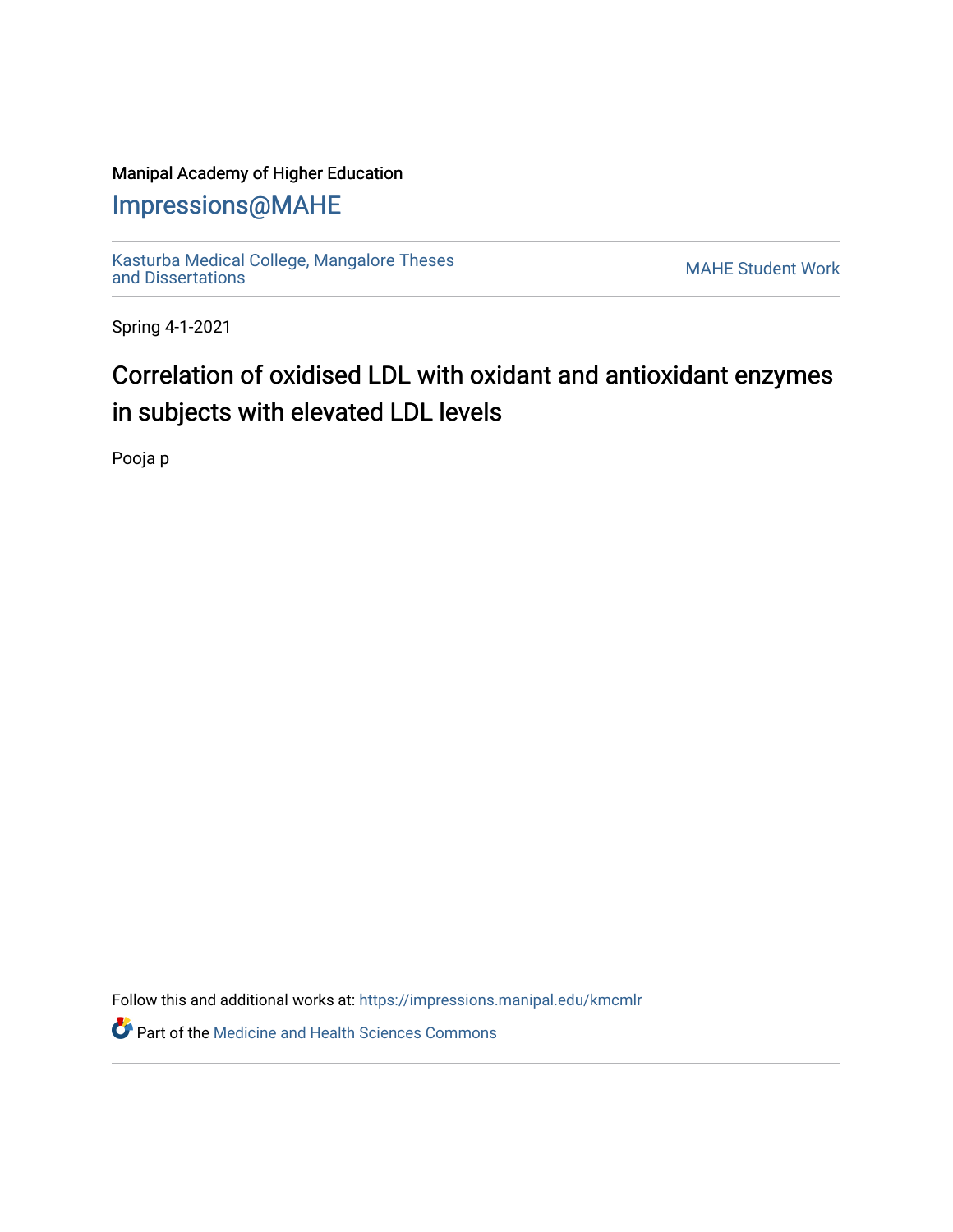Manipal Academy of Higher Education

# Impressions@MAHE

Kasturba Medical College, Mangalore Theses and Dissertations

MAHE Student Work

Spring 4-1-2021

## Correlation of oxidised LDL with oxidant and antioxidant enzymes in subjects with elevated LDL levels

Pooja p

Follow this and additional works at: https://impressions.manipal.edu/kmcmlr

Part of the Medicine and Health Sciences Commons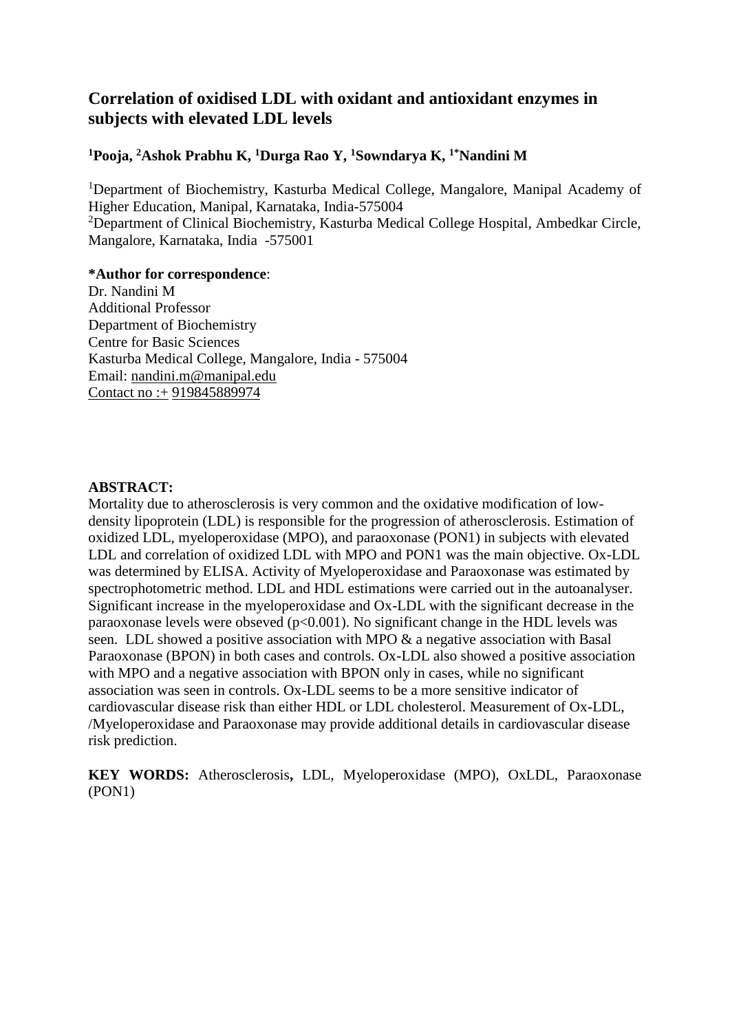# Correlation of oxidised LDL with oxidant and antioxidant enzymes in subjects with elevated LDL levels

**[1]Pooja, [2]Ashok Prabhu K, [1]Durga Rao Y, [1]Sowndarya K, [1*]Nandini M**

[1]Department of Biochemistry, Kasturba Medical College, Mangalore, Manipal Academy of Higher Education, Manipal, Karnataka, India-575004
[2]Department of Clinical Biochemistry, Kasturba Medical College Hospital, Ambedkar Circle, Mangalore, Karnataka, India -575001

**\*Author for correspondence**:
Dr. Nandini M
Additional Professor
Department of Biochemistry
Centre for Basic Sciences
Kasturba Medical College, Mangalore, India - 575004
Email: nandini.m@manipal.edu
Contact no :+ 919845889974

**ABSTRACT:**
Mortality due to atherosclerosis is very common and the oxidative modification of low-density lipoprotein (LDL) is responsible for the progression of atherosclerosis. Estimation of oxidized LDL, myeloperoxidase (MPO), and paraoxonase (PON1) in subjects with elevated LDL and correlation of oxidized LDL with MPO and PON1 was the main objective. Ox-LDL was determined by ELISA. Activity of Myeloperoxidase and Paraoxonase was estimated by spectrophotometric method. LDL and HDL estimations were carried out in the autoanalyser. Significant increase in the myeloperoxidase and Ox-LDL with the significant decrease in the paraoxonase levels were obseved ($p<0.001$). No significant change in the HDL levels was seen. LDL showed a positive association with MPO & a negative association with Basal Paraoxonase (BPON) in both cases and controls. Ox-LDL also showed a positive association with MPO and a negative association with BPON only in cases, while no significant association was seen in controls. Ox-LDL seems to be a more sensitive indicator of cardiovascular disease risk than either HDL or LDL cholesterol. Measurement of Ox-LDL, /Myeloperoxidase and Paraoxonase may provide additional details in cardiovascular disease risk prediction.

**KEY WORDS:** Atherosclerosis**,** LDL, Myeloperoxidase (MPO), OxLDL, Paraoxonase (PON1)